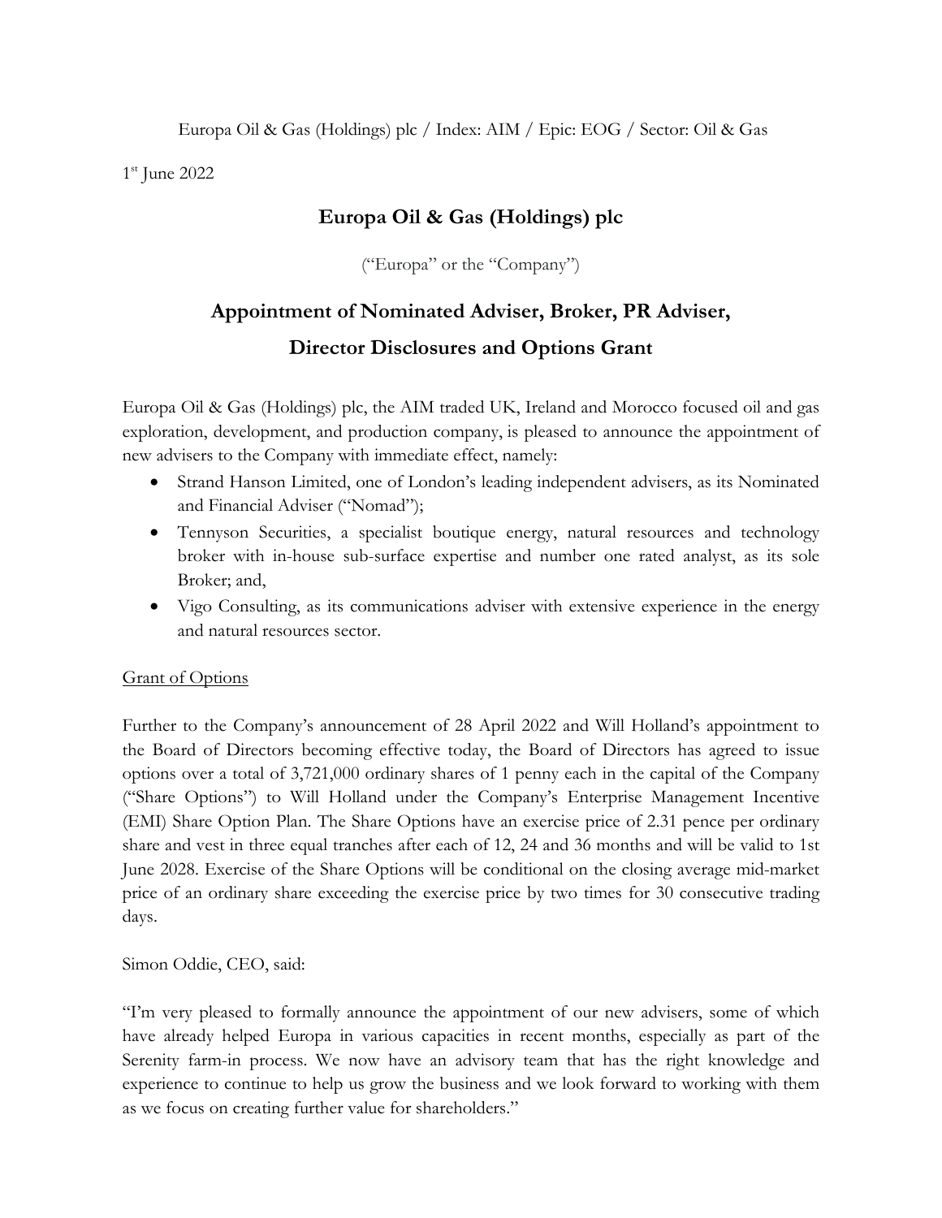Europa Oil & Gas (Holdings) plc / Index: AIM / Epic: EOG / Sector: Oil & Gas

1st June 2022

# Europa Oil & Gas (Holdings) plc

("Europa" or the "Company")

## Appointment of Nominated Adviser, Broker, PR Adviser, Director Disclosures and Options Grant

Europa Oil & Gas (Holdings) plc, the AIM traded UK, Ireland and Morocco focused oil and gas exploration, development, and production company, is pleased to announce the appointment of new advisers to the Company with immediate effect, namely:

- Strand Hanson Limited, one of London's leading independent advisers, as its Nominated and Financial Adviser ("Nomad");
- Tennyson Securities, a specialist boutique energy, natural resources and technology broker with in-house sub-surface expertise and number one rated analyst, as its sole Broker; and,
- Vigo Consulting, as its communications adviser with extensive experience in the energy and natural resources sector.

Grant of Options

Further to the Company's announcement of 28 April 2022 and Will Holland's appointment to the Board of Directors becoming effective today, the Board of Directors has agreed to issue options over a total of 3,721,000 ordinary shares of 1 penny each in the capital of the Company ("Share Options") to Will Holland under the Company's Enterprise Management Incentive (EMI) Share Option Plan. The Share Options have an exercise price of 2.31 pence per ordinary share and vest in three equal tranches after each of 12, 24 and 36 months and will be valid to 1st June 2028. Exercise of the Share Options will be conditional on the closing average mid-market price of an ordinary share exceeding the exercise price by two times for 30 consecutive trading days.

Simon Oddie, CEO, said:

"I'm very pleased to formally announce the appointment of our new advisers, some of which have already helped Europa in various capacities in recent months, especially as part of the Serenity farm-in process. We now have an advisory team that has the right knowledge and experience to continue to help us grow the business and we look forward to working with them as we focus on creating further value for shareholders."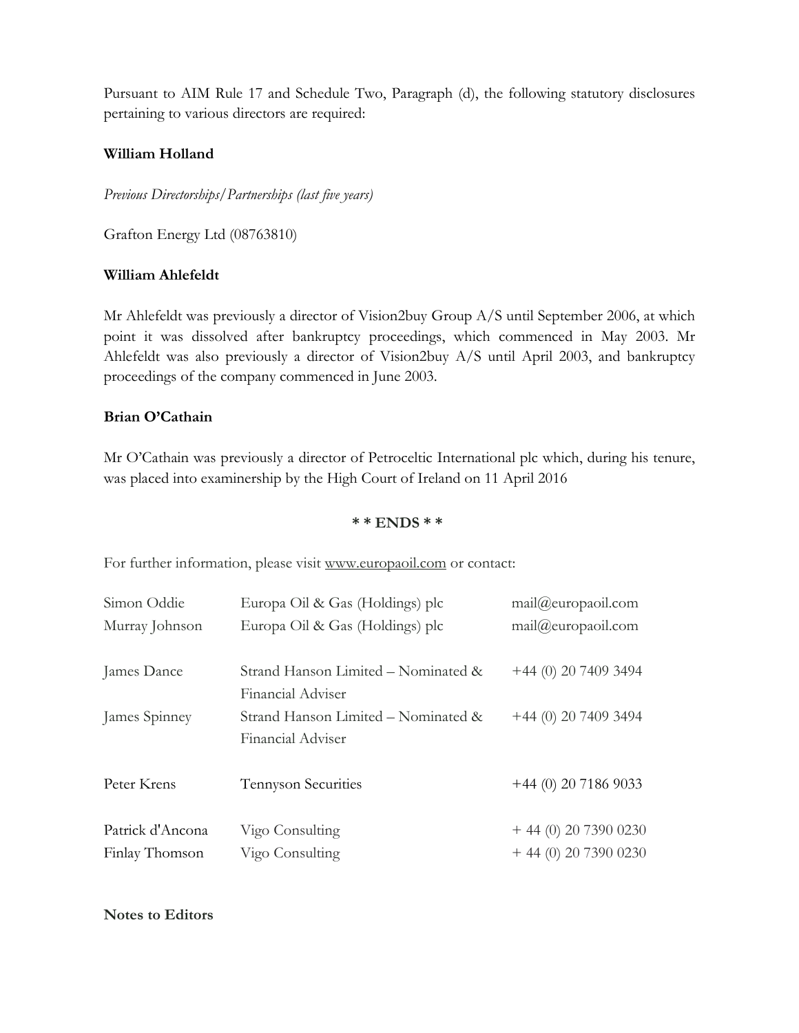Pursuant to AIM Rule 17 and Schedule Two, Paragraph (d), the following statutory disclosures pertaining to various directors are required:

**William Holland**

*Previous Directorships/Partnerships (last five years)*

Grafton Energy Ltd (08763810)

**William Ahlefeldt**

Mr Ahlefeldt was previously a director of Vision2buy Group A/S until September 2006, at which point it was dissolved after bankruptcy proceedings, which commenced in May 2003. Mr Ahlefeldt was also previously a director of Vision2buy A/S until April 2003, and bankruptcy proceedings of the company commenced in June 2003.

**Brian O'Cathain**

Mr O'Cathain was previously a director of Petroceltic International plc which, during his tenure, was placed into examinership by the High Court of Ireland on 11 April 2016

**\* \* ENDS \* \***

For further information, please visit www.europaoil.com or contact:

| | | |
|---|---|---|
| Simon Oddie | Europa Oil & Gas (Holdings) plc | mail@europaoil.com |
| Murray Johnson | Europa Oil & Gas (Holdings) plc | mail@europaoil.com |
| James Dance | Strand Hanson Limited – Nominated & Financial Adviser | +44 (0) 20 7409 3494 |
| James Spinney | Strand Hanson Limited – Nominated & Financial Adviser | +44 (0) 20 7409 3494 |
| Peter Krens | Tennyson Securities | +44 (0) 20 7186 9033 |
| Patrick d'Ancona | Vigo Consulting | + 44 (0) 20 7390 0230 |
| Finlay Thomson | Vigo Consulting | + 44 (0) 20 7390 0230 |

**Notes to Editors**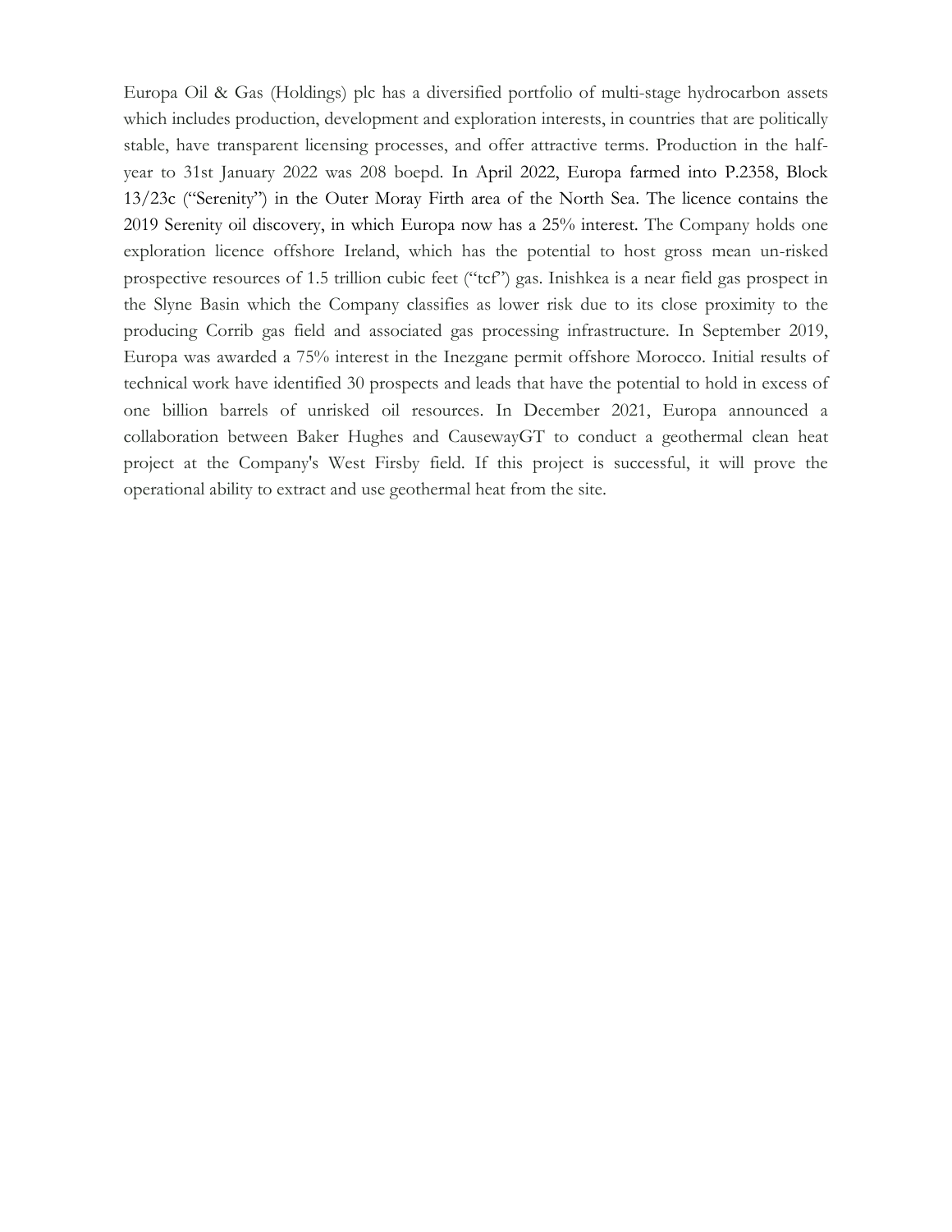Europa Oil & Gas (Holdings) plc has a diversified portfolio of multi-stage hydrocarbon assets which includes production, development and exploration interests, in countries that are politically stable, have transparent licensing processes, and offer attractive terms. Production in the half-year to 31st January 2022 was 208 boepd. In April 2022, Europa farmed into P.2358, Block 13/23c ("Serenity") in the Outer Moray Firth area of the North Sea. The licence contains the 2019 Serenity oil discovery, in which Europa now has a 25% interest. The Company holds one exploration licence offshore Ireland, which has the potential to host gross mean un-risked prospective resources of 1.5 trillion cubic feet ("tcf") gas. Inishkea is a near field gas prospect in the Slyne Basin which the Company classifies as lower risk due to its close proximity to the producing Corrib gas field and associated gas processing infrastructure. In September 2019, Europa was awarded a 75% interest in the Inezgane permit offshore Morocco. Initial results of technical work have identified 30 prospects and leads that have the potential to hold in excess of one billion barrels of unrisked oil resources. In December 2021, Europa announced a collaboration between Baker Hughes and CausewayGT to conduct a geothermal clean heat project at the Company's West Firsby field. If this project is successful, it will prove the operational ability to extract and use geothermal heat from the site.